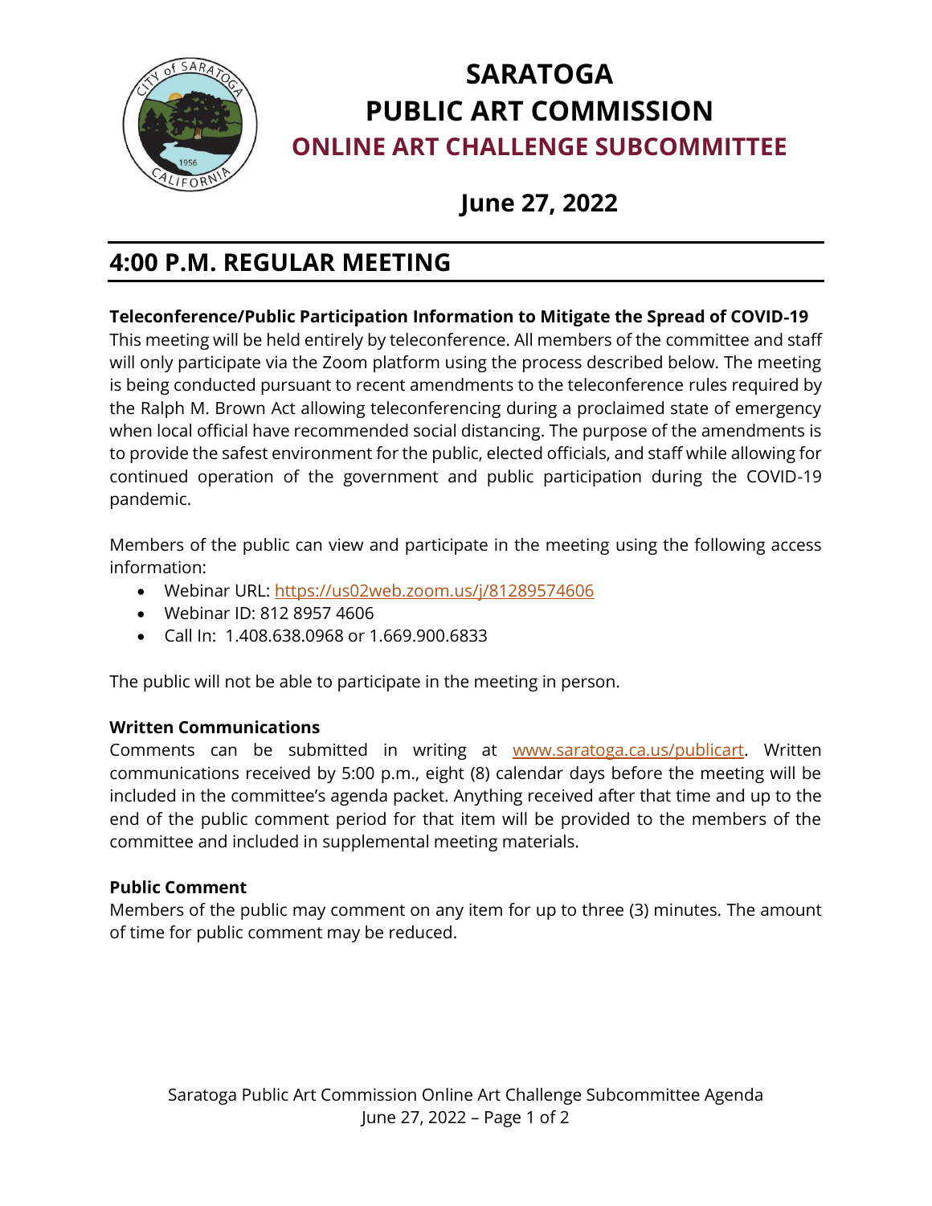# SARATOGA PUBLIC ART COMMISSION

## ONLINE ART CHALLENGE SUBCOMMITTEE

## June 27, 2022

## 4:00 P.M. REGULAR MEETING

**Teleconference/Public Participation Information to Mitigate the Spread of COVID-19**

This meeting will be held entirely by teleconference. All members of the committee and staff will only participate via the Zoom platform using the process described below. The meeting is being conducted pursuant to recent amendments to the teleconference rules required by the Ralph M. Brown Act allowing teleconferencing during a proclaimed state of emergency when local official have recommended social distancing. The purpose of the amendments is to provide the safest environment for the public, elected officials, and staff while allowing for continued operation of the government and public participation during the COVID-19 pandemic.

Members of the public can view and participate in the meeting using the following access information:

- Webinar URL: https://us02web.zoom.us/j/81289574606
- Webinar ID: 812 8957 4606
- Call In: 1.408.638.0968 or 1.669.900.6833

The public will not be able to participate in the meeting in person.

**Written Communications**

Comments can be submitted in writing at www.saratoga.ca.us/publicart. Written communications received by 5:00 p.m., eight (8) calendar days before the meeting will be included in the committee's agenda packet. Anything received after that time and up to the end of the public comment period for that item will be provided to the members of the committee and included in supplemental meeting materials.

**Public Comment**

Members of the public may comment on any item for up to three (3) minutes. The amount of time for public comment may be reduced.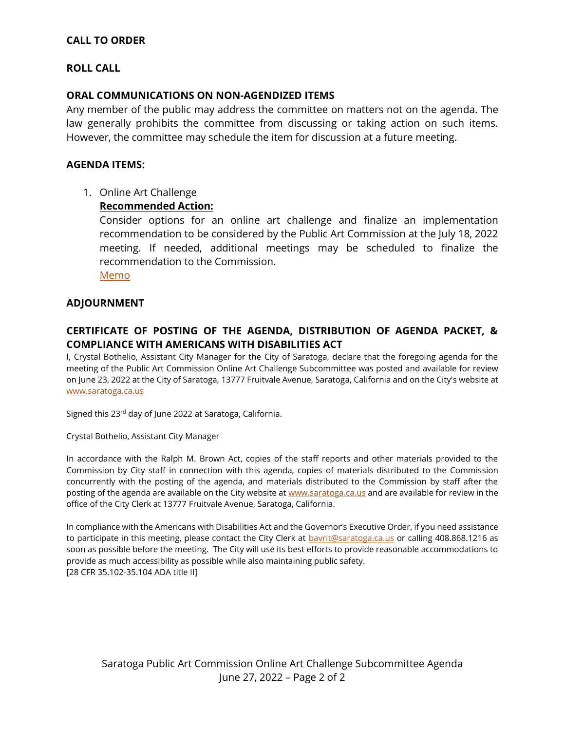**CALL TO ORDER**

**ROLL CALL**

**ORAL COMMUNICATIONS ON NON-AGENDIZED ITEMS**

Any member of the public may address the committee on matters not on the agenda. The law generally prohibits the committee from discussing or taking action on such items. However, the committee may schedule the item for discussion at a future meeting.

**AGENDA ITEMS:**

1. Online Art Challenge

   **Recommended Action:**

   Consider options for an online art challenge and finalize an implementation recommendation to be considered by the Public Art Commission at the July 18, 2022 meeting. If needed, additional meetings may be scheduled to finalize the recommendation to the Commission.

   Memo

**ADJOURNMENT**

**CERTIFICATE OF POSTING OF THE AGENDA, DISTRIBUTION OF AGENDA PACKET, & COMPLIANCE WITH AMERICANS WITH DISABILITIES ACT**

I, Crystal Bothelio, Assistant City Manager for the City of Saratoga, declare that the foregoing agenda for the meeting of the Public Art Commission Online Art Challenge Subcommittee was posted and available for review on June 23, 2022 at the City of Saratoga, 13777 Fruitvale Avenue, Saratoga, California and on the City's website at www.saratoga.ca.us

Signed this 23rd day of June 2022 at Saratoga, California.

Crystal Bothelio, Assistant City Manager

In accordance with the Ralph M. Brown Act, copies of the staff reports and other materials provided to the Commission by City staff in connection with this agenda, copies of materials distributed to the Commission concurrently with the posting of the agenda, and materials distributed to the Commission by staff after the posting of the agenda are available on the City website at www.saratoga.ca.us and are available for review in the office of the City Clerk at 13777 Fruitvale Avenue, Saratoga, California.

In compliance with the Americans with Disabilities Act and the Governor's Executive Order, if you need assistance to participate in this meeting, please contact the City Clerk at bavrit@saratoga.ca.us or calling 408.868.1216 as soon as possible before the meeting. The City will use its best efforts to provide reasonable accommodations to provide as much accessibility as possible while also maintaining public safety.
[28 CFR 35.102-35.104 ADA title II]